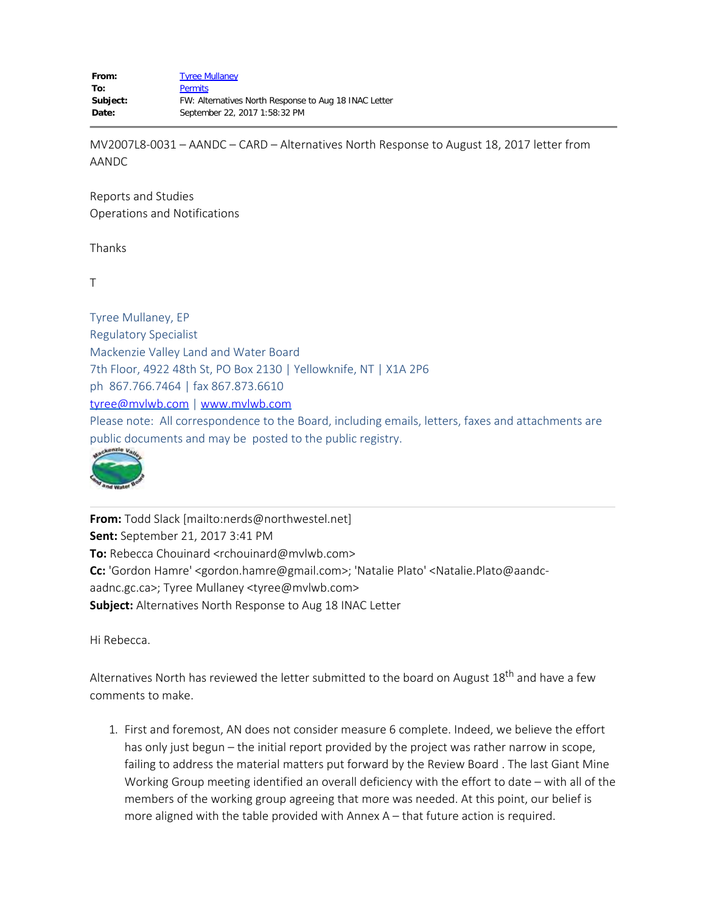| | |
|---|---|
| **From:** | Tyree Mullaney |
| **To:** | Permits |
| **Subject:** | FW: Alternatives North Response to Aug 18 INAC Letter |
| **Date:** | September 22, 2017 1:58:32 PM |

---

MV2007L8-0031 – AANDC – CARD – Alternatives North Response to August 18, 2017 letter from AANDC

Reports and Studies
Operations and Notifications

Thanks

T

Tyree Mullaney, EP
Regulatory Specialist
Mackenzie Valley Land and Water Board
7th Floor, 4922 48th St, PO Box 2130 | Yellowknife, NT | X1A 2P6
ph 867.766.7464 | fax 867.873.6610
tyree@mvlwb.com | www.mvlwb.com
Please note: All correspondence to the Board, including emails, letters, faxes and attachments are public documents and may be posted to the public registry.

---

**From:** Todd Slack [mailto:nerds@northwestel.net]
**Sent:** September 21, 2017 3:41 PM
**To:** Rebecca Chouinard <rchouinard@mvlwb.com>
**Cc:** 'Gordon Hamre' <gordon.hamre@gmail.com>; 'Natalie Plato' <Natalie.Plato@aandc-aadnc.gc.ca>; Tyree Mullaney <tyree@mvlwb.com>
**Subject:** Alternatives North Response to Aug 18 INAC Letter

Hi Rebecca.

Alternatives North has reviewed the letter submitted to the board on August 18th and have a few comments to make.

1. First and foremost, AN does not consider measure 6 complete. Indeed, we believe the effort has only just begun – the initial report provided by the project was rather narrow in scope, failing to address the material matters put forward by the Review Board . The last Giant Mine Working Group meeting identified an overall deficiency with the effort to date – with all of the members of the working group agreeing that more was needed. At this point, our belief is more aligned with the table provided with Annex A – that future action is required.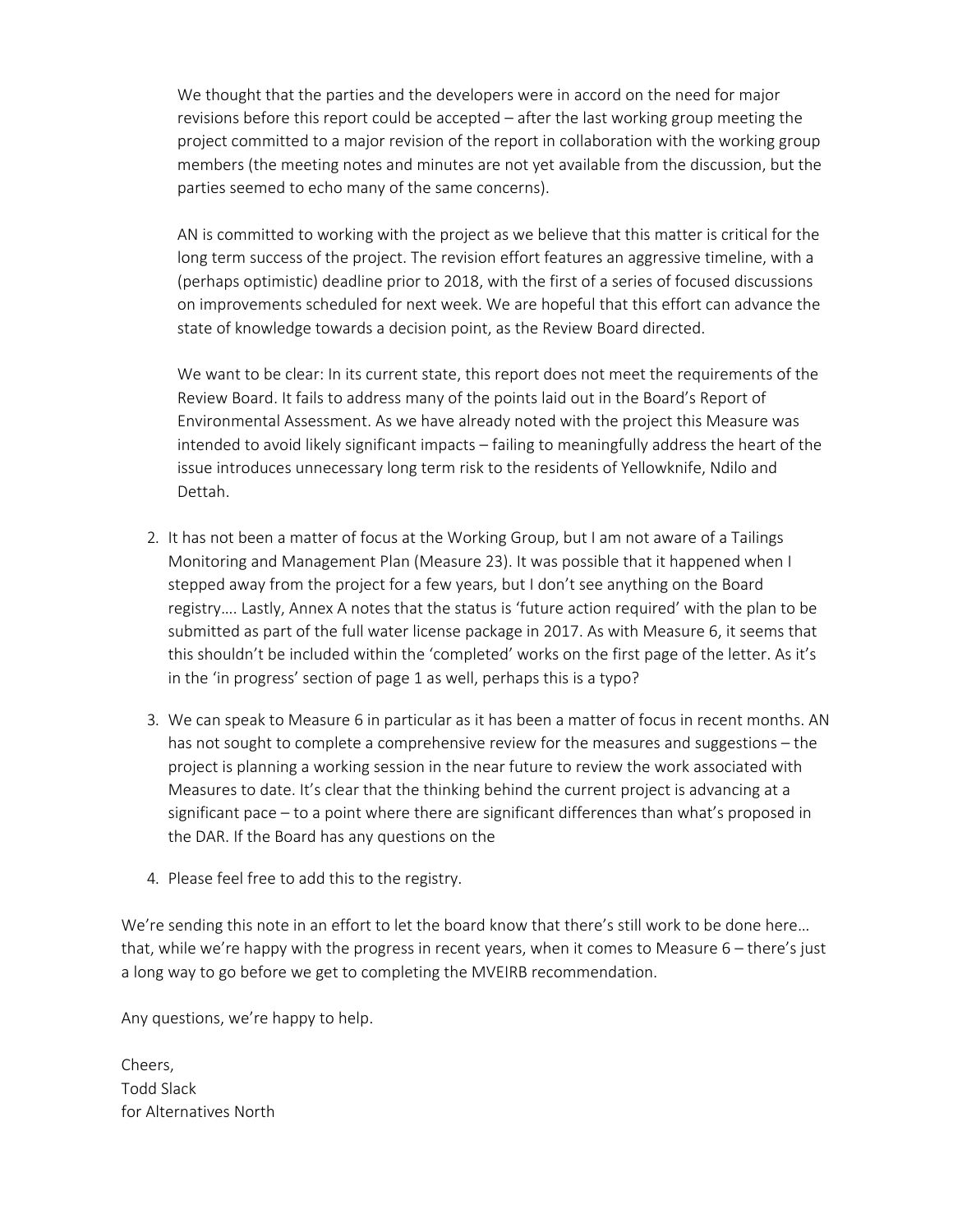We thought that the parties and the developers were in accord on the need for major revisions before this report could be accepted – after the last working group meeting the project committed to a major revision of the report in collaboration with the working group members (the meeting notes and minutes are not yet available from the discussion, but the parties seemed to echo many of the same concerns).

AN is committed to working with the project as we believe that this matter is critical for the long term success of the project. The revision effort features an aggressive timeline, with a (perhaps optimistic) deadline prior to 2018, with the first of a series of focused discussions on improvements scheduled for next week. We are hopeful that this effort can advance the state of knowledge towards a decision point, as the Review Board directed.

We want to be clear: In its current state, this report does not meet the requirements of the Review Board. It fails to address many of the points laid out in the Board's Report of Environmental Assessment. As we have already noted with the project this Measure was intended to avoid likely significant impacts – failing to meaningfully address the heart of the issue introduces unnecessary long term risk to the residents of Yellowknife, Ndilo and Dettah.

2. It has not been a matter of focus at the Working Group, but I am not aware of a Tailings Monitoring and Management Plan (Measure 23). It was possible that it happened when I stepped away from the project for a few years, but I don't see anything on the Board registry…. Lastly, Annex A notes that the status is 'future action required' with the plan to be submitted as part of the full water license package in 2017. As with Measure 6, it seems that this shouldn't be included within the 'completed' works on the first page of the letter. As it's in the 'in progress' section of page 1 as well, perhaps this is a typo?

3. We can speak to Measure 6 in particular as it has been a matter of focus in recent months. AN has not sought to complete a comprehensive review for the measures and suggestions – the project is planning a working session in the near future to review the work associated with Measures to date. It's clear that the thinking behind the current project is advancing at a significant pace – to a point where there are significant differences than what's proposed in the DAR. If the Board has any questions on the

4. Please feel free to add this to the registry.

We're sending this note in an effort to let the board know that there's still work to be done here… that, while we're happy with the progress in recent years, when it comes to Measure 6 – there's just a long way to go before we get to completing the MVEIRB recommendation.

Any questions, we're happy to help.

Cheers,
Todd Slack
for Alternatives North